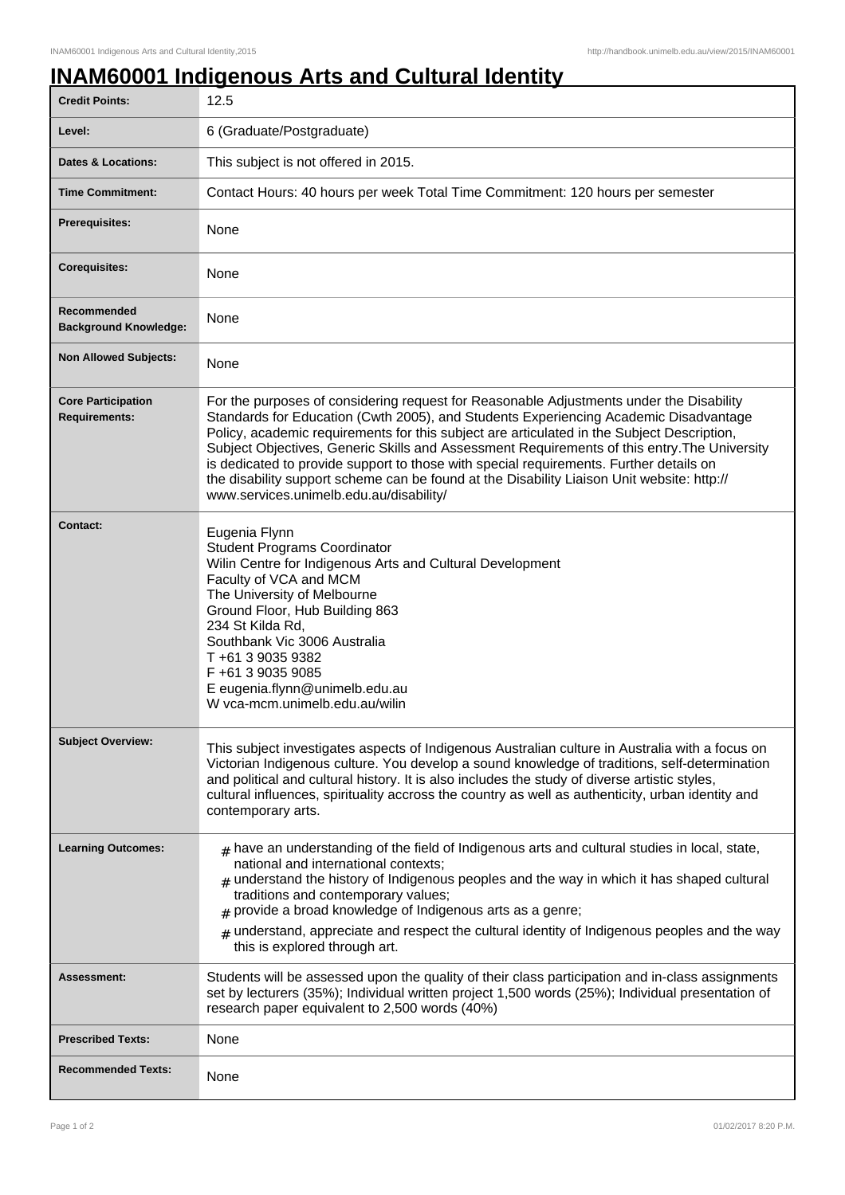# INAM60001 Indigenous Arts and Cultural Identity

| | |
|---|---|
| **Credit Points:** | 12.5 |
| **Level:** | 6 (Graduate/Postgraduate) |
| **Dates & Locations:** | This subject is not offered in 2015. |
| **Time Commitment:** | Contact Hours: 40 hours per week Total Time Commitment: 120 hours per semester |
| **Prerequisites:** | None |
| **Corequisites:** | None |
| **Recommended Background Knowledge:** | None |
| **Non Allowed Subjects:** | None |
| **Core Participation Requirements:** | For the purposes of considering request for Reasonable Adjustments under the Disability Standards for Education (Cwth 2005), and Students Experiencing Academic Disadvantage Policy, academic requirements for this subject are articulated in the Subject Description, Subject Objectives, Generic Skills and Assessment Requirements of this entry.The University is dedicated to provide support to those with special requirements. Further details on the disability support scheme can be found at the Disability Liaison Unit website: http://www.services.unimelb.edu.au/disability/ |
| **Contact:** | Eugenia Flynn<br>Student Programs Coordinator<br>Wilin Centre for Indigenous Arts and Cultural Development<br>Faculty of VCA and MCM<br>The University of Melbourne<br>Ground Floor, Hub Building 863<br>234 St Kilda Rd,<br>Southbank Vic 3006 Australia<br>T +61 3 9035 9382<br>F +61 3 9035 9085<br>E eugenia.flynn@unimelb.edu.au<br>W vca-mcm.unimelb.edu.au/wilin |
| **Subject Overview:** | This subject investigates aspects of Indigenous Australian culture in Australia with a focus on Victorian Indigenous culture. You develop a sound knowledge of traditions, self-determination and political and cultural history. It is also includes the study of diverse artistic styles, cultural influences, spirituality accross the country as well as authenticity, urban identity and contemporary arts. |
| **Learning Outcomes:** | # have an understanding of the field of Indigenous arts and cultural studies in local, state, national and international contexts;<br># understand the history of Indigenous peoples and the way in which it has shaped cultural traditions and contemporary values;<br># provide a broad knowledge of Indigenous arts as a genre;<br># understand, appreciate and respect the cultural identity of Indigenous peoples and the way this is explored through art. |
| **Assessment:** | Students will be assessed upon the quality of their class participation and in-class assignments set by lecturers (35%); Individual written project 1,500 words (25%); Individual presentation of research paper equivalent to 2,500 words (40%) |
| **Prescribed Texts:** | None |
| **Recommended Texts:** | None |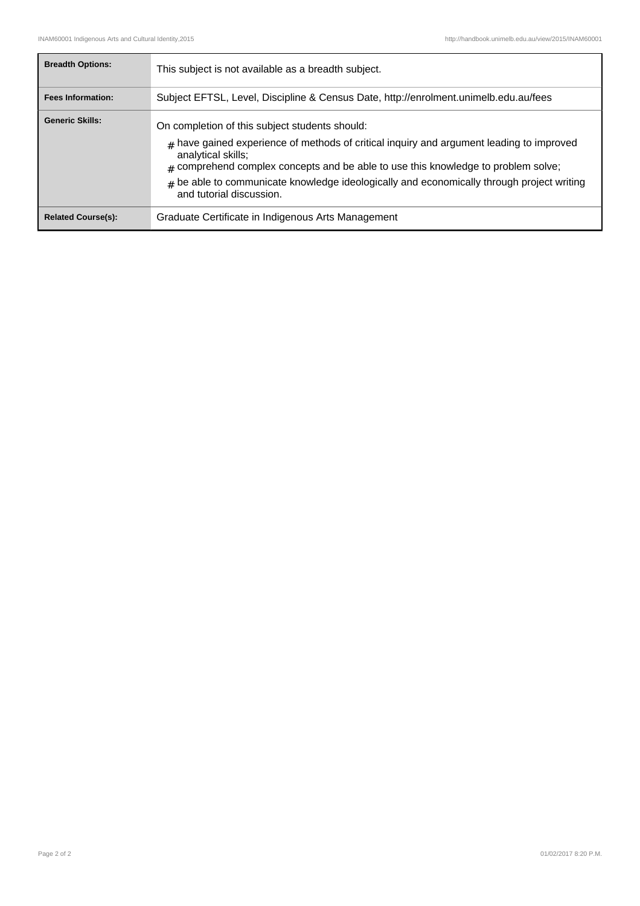| | |
|---|---|
| **Breadth Options:** | This subject is not available as a breadth subject. |
| **Fees Information:** | Subject EFTSL, Level, Discipline & Census Date, http://enrolment.unimelb.edu.au/fees |
| **Generic Skills:** | On completion of this subject students should:<br># have gained experience of methods of critical inquiry and argument leading to improved analytical skills;<br># comprehend complex concepts and be able to use this knowledge to problem solve;<br># be able to communicate knowledge ideologically and economically through project writing and tutorial discussion. |
| **Related Course(s):** | Graduate Certificate in Indigenous Arts Management |